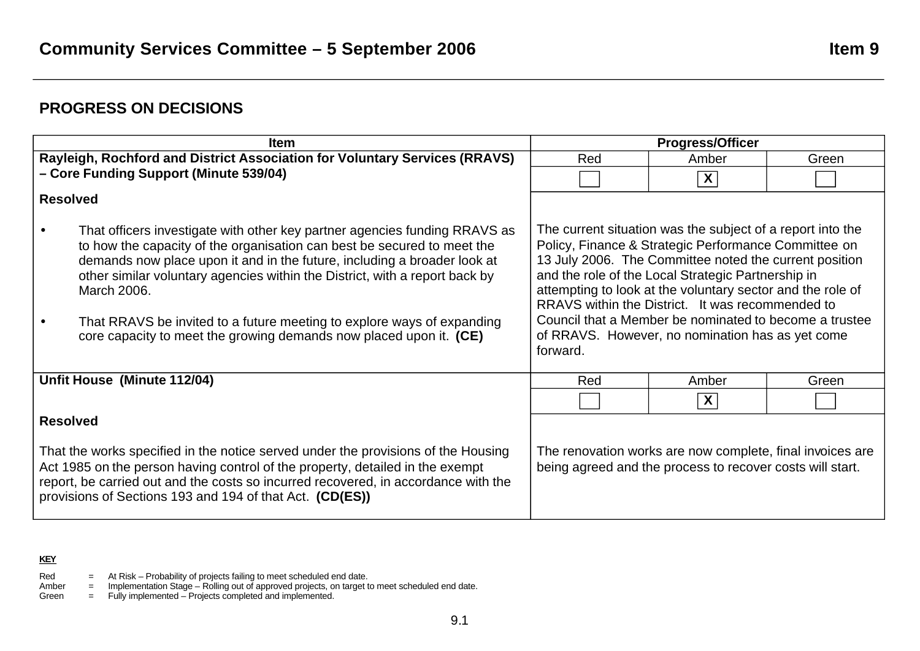## Community Services Committee – 5 September 2006 Item 9

## PROGRESS ON DECISIONS

| Item | Progress/Officer | | |
|---|---|---|---|
| **Rayleigh, Rochford and District Association for Voluntary Services (RRAVS) – Core Funding Support (Minute 539/04)** | Red | Amber | Green |
| | | X | |
| **Resolved**<br><br>• That officers investigate with other key partner agencies funding RRAVS as to how the capacity of the organisation can best be secured to meet the demands now place upon it and in the future, including a broader look at other similar voluntary agencies within the District, with a report back by March 2006.<br><br>• That RRAVS be invited to a future meeting to explore ways of expanding core capacity to meet the growing demands now placed upon it. **(CE)** | The current situation was the subject of a report into the Policy, Finance & Strategic Performance Committee on 13 July 2006. The Committee noted the current position and the role of the Local Strategic Partnership in attempting to look at the voluntary sector and the role of RRAVS within the District. It was recommended to Council that a Member be nominated to become a trustee of RRAVS. However, no nomination has as yet come forward. | | |
| **Unfit House (Minute 112/04)** | Red | Amber | Green |
| | | X | |
| **Resolved**<br><br>That the works specified in the notice served under the provisions of the Housing Act 1985 on the person having control of the property, detailed in the exempt report, be carried out and the costs so incurred recovered, in accordance with the provisions of Sections 193 and 194 of that Act. **(CD(ES))** | The renovation works are now complete, final invoices are being agreed and the process to recover costs will start. | | |

**KEY**

Red = At Risk – Probability of projects failing to meet scheduled end date.
Amber = Implementation Stage – Rolling out of approved projects, on target to meet scheduled end date.
Green = Fully implemented – Projects completed and implemented.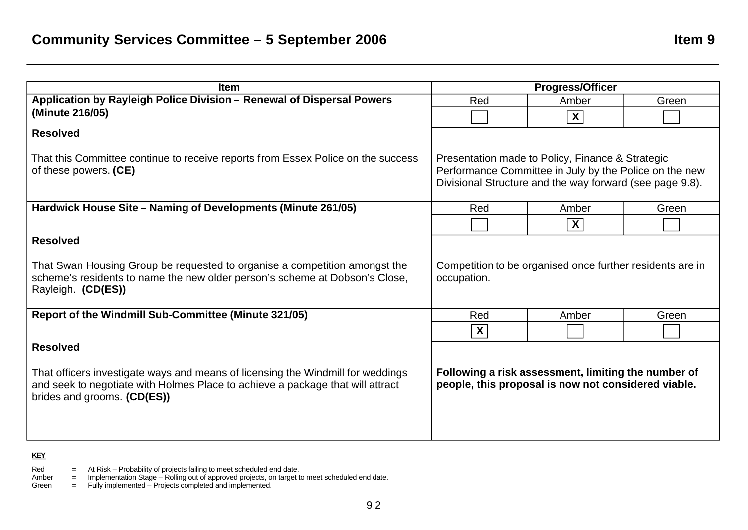## Community Services Committee – 5 September 2006

## Item 9

| Item | Progress/Officer | | |
|---|---|---|---|
| **Application by Rayleigh Police Division – Renewal of Dispersal Powers (Minute 216/05)** | Red | Amber | Green |
| | | X | |
| **Resolved**<br><br>That this Committee continue to receive reports from Essex Police on the success of these powers. **(CE)** | Presentation made to Policy, Finance & Strategic Performance Committee in July by the Police on the new Divisional Structure and the way forward (see page 9.8). | | |
| **Hardwick House Site – Naming of Developments (Minute 261/05)** | Red | Amber | Green |
| | | X | |
| **Resolved**<br><br>That Swan Housing Group be requested to organise a competition amongst the scheme's residents to name the new older person's scheme at Dobson's Close, Rayleigh. **(CD(ES))** | Competition to be organised once further residents are in occupation. | | |
| **Report of the Windmill Sub-Committee (Minute 321/05)** | Red | Amber | Green |
| | X | | |
| **Resolved**<br><br>That officers investigate ways and means of licensing the Windmill for weddings and seek to negotiate with Holmes Place to achieve a package that will attract brides and grooms. **(CD(ES))** | **Following a risk assessment, limiting the number of people, this proposal is now not considered viable.** | | |

**KEY**

Red = At Risk – Probability of projects failing to meet scheduled end date.
Amber = Implementation Stage – Rolling out of approved projects, on target to meet scheduled end date.
Green = Fully implemented – Projects completed and implemented.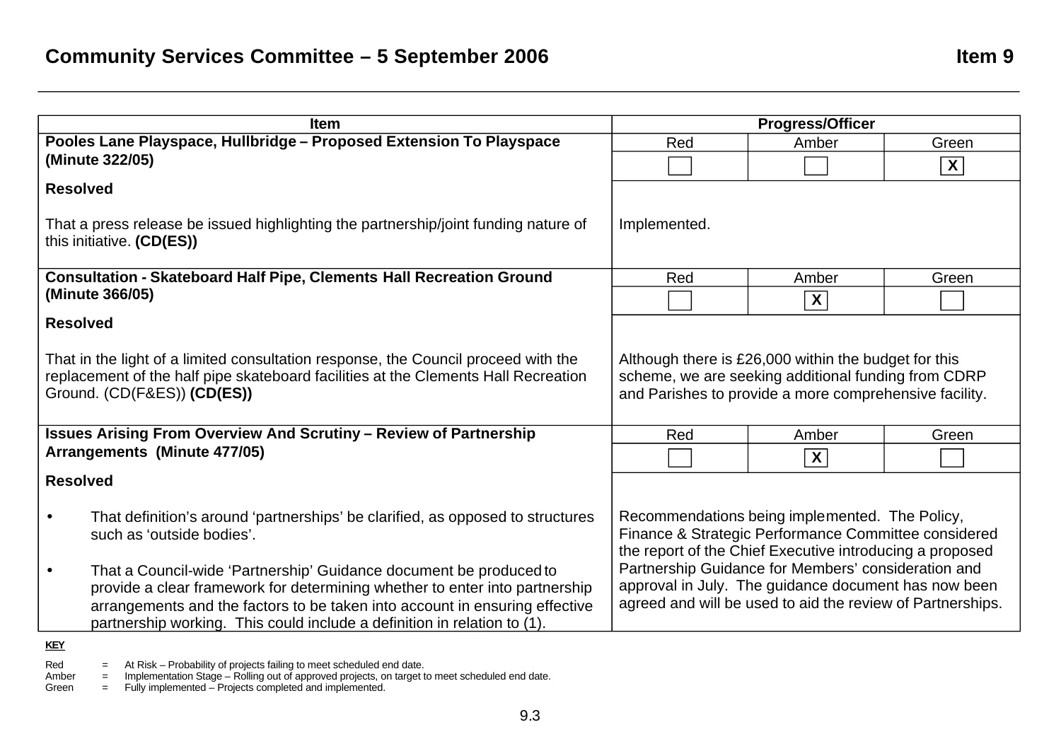## Community Services Committee – 5 September 2006

## Item 9

| Item | Progress/Officer | | |
|---|---|---|---|
| **Pooles Lane Playspace, Hullbridge – Proposed Extension To Playspace (Minute 322/05)** | Red | Amber | Green |
| | | | X |
| **Resolved**<br><br>That a press release be issued highlighting the partnership/joint funding nature of this initiative. **(CD(ES))** | Implemented. | | |
| **Consultation - Skateboard Half Pipe, Clements Hall Recreation Ground (Minute 366/05)** | Red | Amber | Green |
| | | X | |
| **Resolved**<br><br>That in the light of a limited consultation response, the Council proceed with the replacement of the half pipe skateboard facilities at the Clements Hall Recreation Ground. (CD(F&ES)) **(CD(ES))** | Although there is £26,000 within the budget for this scheme, we are seeking additional funding from CDRP and Parishes to provide a more comprehensive facility. | | |
| **Issues Arising From Overview And Scrutiny – Review of Partnership Arrangements (Minute 477/05)** | Red | Amber | Green |
| | | X | |
| **Resolved**<br><br>• That definition's around 'partnerships' be clarified, as opposed to structures such as 'outside bodies'.<br><br>• That a Council-wide 'Partnership' Guidance document be produced to provide a clear framework for determining whether to enter into partnership arrangements and the factors to be taken into account in ensuring effective partnership working. This could include a definition in relation to (1). | Recommendations being implemented. The Policy, Finance & Strategic Performance Committee considered the report of the Chief Executive introducing a proposed Partnership Guidance for Members' consideration and approval in July. The guidance document has now been agreed and will be used to aid the review of Partnerships. | | |

**KEY**

Red = At Risk – Probability of projects failing to meet scheduled end date.
Amber = Implementation Stage – Rolling out of approved projects, on target to meet scheduled end date.
Green = Fully implemented – Projects completed and implemented.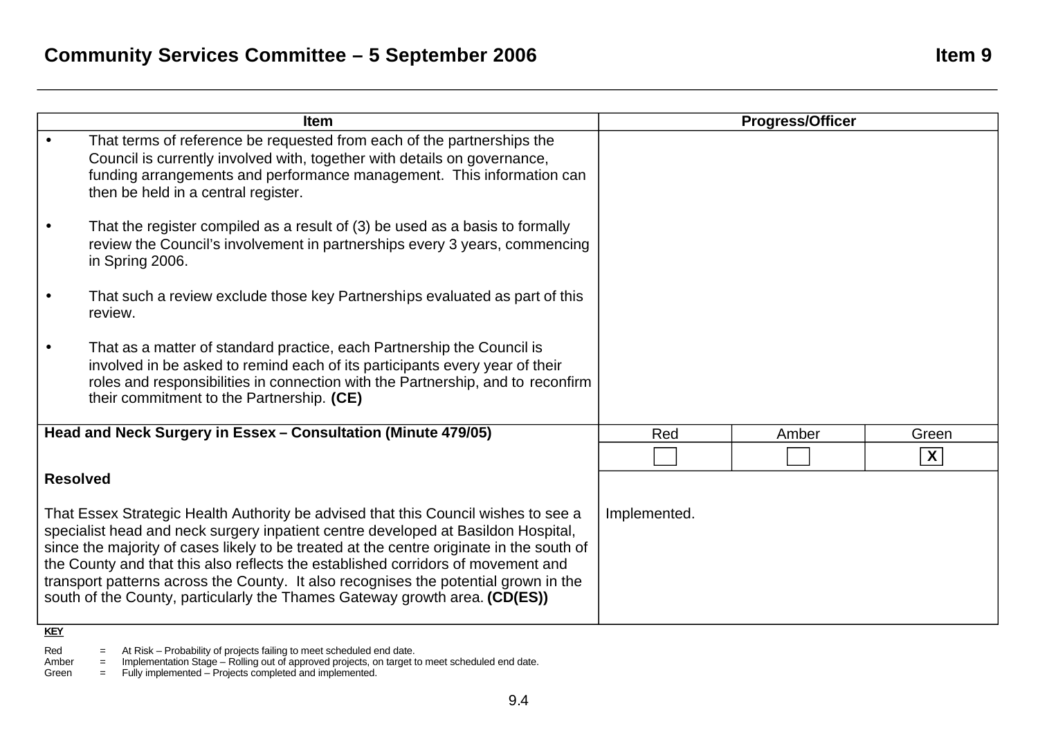| Item | Progress/Officer | | |
|---|---|---|---|
| • That terms of reference be requested from each of the partnerships the Council is currently involved with, together with details on governance, funding arrangements and performance management. This information can then be held in a central register.<br><br>• That the register compiled as a result of (3) be used as a basis to formally review the Council's involvement in partnerships every 3 years, commencing in Spring 2006.<br><br>• That such a review exclude those key Partnerships evaluated as part of this review.<br><br>• That as a matter of standard practice, each Partnership the Council is involved in be asked to remind each of its participants every year of their roles and responsibilities in connection with the Partnership, and to reconfirm their commitment to the Partnership. **(CE)** | | | |
| **Head and Neck Surgery in Essex – Consultation (Minute 479/05)** | Red | Amber | Green |
| | [ ] | [ ] | [X] |
| **Resolved**<br><br>That Essex Strategic Health Authority be advised that this Council wishes to see a specialist head and neck surgery inpatient centre developed at Basildon Hospital, since the majority of cases likely to be treated at the centre originate in the south of the County and that this also reflects the established corridors of movement and transport patterns across the County. It also recognises the potential grown in the south of the County, particularly the Thames Gateway growth area. **(CD(ES))** | Implemented. | | |

**KEY**

Red = At Risk – Probability of projects failing to meet scheduled end date.
Amber = Implementation Stage – Rolling out of approved projects, on target to meet scheduled end date.
Green = Fully implemented – Projects completed and implemented.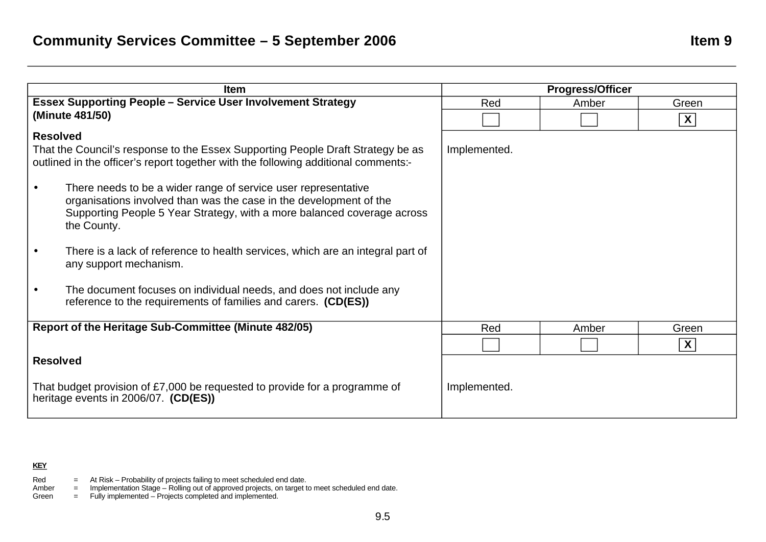## Community Services Committee – 5 September 2006

## Item 9

| Item | Progress/Officer | | |
|---|---|---|---|
| **Essex Supporting People – Service User Involvement Strategy (Minute 481/50)** | Red | Amber | Green |
| | [ ] | [ ] | [X] |
| **Resolved**<br><br>That the Council's response to the Essex Supporting People Draft Strategy be as outlined in the officer's report together with the following additional comments:-<br><br>• There needs to be a wider range of service user representative organisations involved than was the case in the development of the Supporting People 5 Year Strategy, with a more balanced coverage across the County.<br><br>• There is a lack of reference to health services, which are an integral part of any support mechanism.<br><br>• The document focuses on individual needs, and does not include any reference to the requirements of families and carers. **(CD(ES))** | Implemented. | | |
| **Report of the Heritage Sub-Committee (Minute 482/05)** | Red | Amber | Green |
| | [ ] | [ ] | [X] |
| **Resolved**<br><br>That budget provision of £7,000 be requested to provide for a programme of heritage events in 2006/07. **(CD(ES))** | Implemented. | | |

**KEY**

Red = At Risk – Probability of projects failing to meet scheduled end date.
Amber = Implementation Stage – Rolling out of approved projects, on target to meet scheduled end date.
Green = Fully implemented – Projects completed and implemented.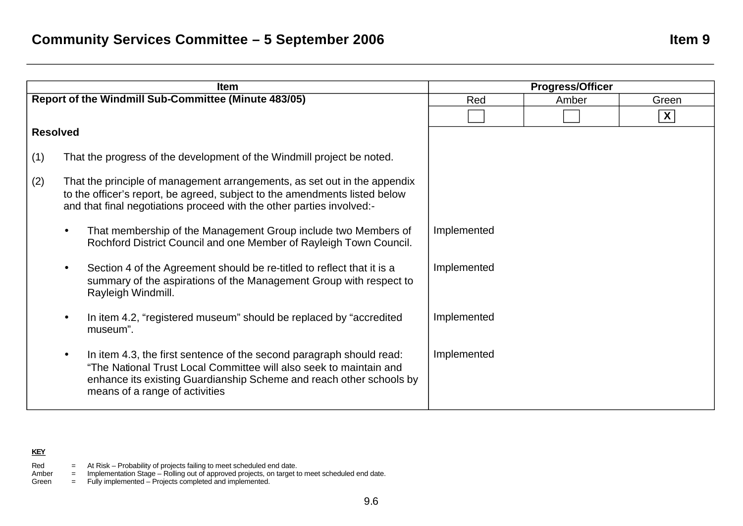## Community Services Committee – 5 September 2006

## Item 9

| Item | Progress/Officer | | |
|---|---|---|---|
| **Report of the Windmill Sub-Committee (Minute 483/05)** | Red | Amber | Green |
| | ☐ | ☐ | X |
| **Resolved** | | | |
| (1) That the progress of the development of the Windmill project be noted. | | | |
| (2) That the principle of management arrangements, as set out in the appendix to the officer's report, be agreed, subject to the amendments listed below and that final negotiations proceed with the other parties involved:- | | | |
| • That membership of the Management Group include two Members of Rochford District Council and one Member of Rayleigh Town Council. | Implemented | | |
| • Section 4 of the Agreement should be re-titled to reflect that it is a summary of the aspirations of the Management Group with respect to Rayleigh Windmill. | Implemented | | |
| • In item 4.2, "registered museum" should be replaced by "accredited museum". | Implemented | | |
| • In item 4.3, the first sentence of the second paragraph should read: "The National Trust Local Committee will also seek to maintain and enhance its existing Guardianship Scheme and reach other schools by means of a range of activities | Implemented | | |

**KEY**

Red = At Risk – Probability of projects failing to meet scheduled end date.
Amber = Implementation Stage – Rolling out of approved projects, on target to meet scheduled end date.
Green = Fully implemented – Projects completed and implemented.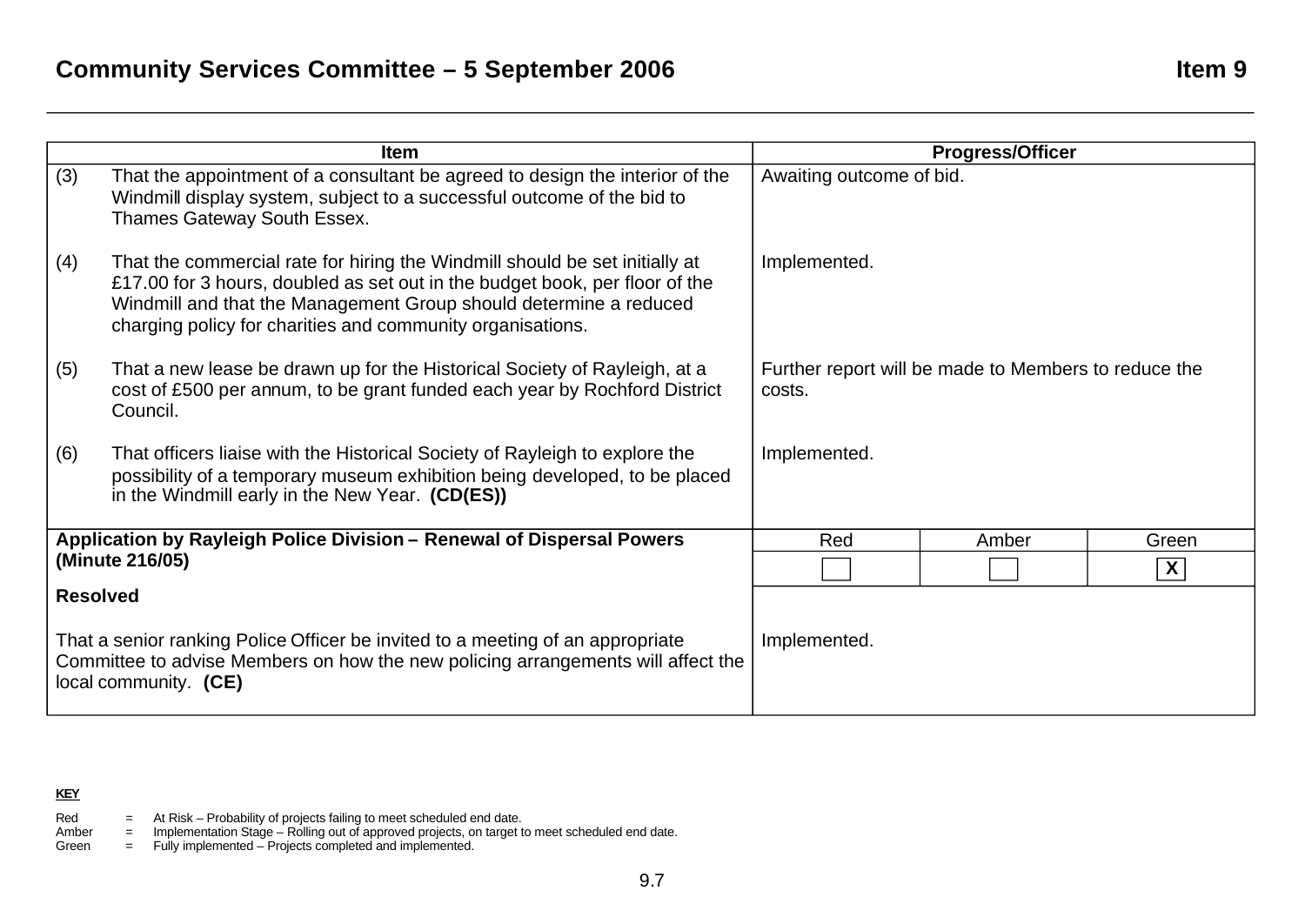## Community Services Committee – 5 September 2006

## Item 9

| Item | Progress/Officer | | |
|---|---|---|---|
| (3) That the appointment of a consultant be agreed to design the interior of the Windmill display system, subject to a successful outcome of the bid to Thames Gateway South Essex. | Awaiting outcome of bid. | | |
| (4) That the commercial rate for hiring the Windmill should be set initially at £17.00 for 3 hours, doubled as set out in the budget book, per floor of the Windmill and that the Management Group should determine a reduced charging policy for charities and community organisations. | Implemented. | | |
| (5) That a new lease be drawn up for the Historical Society of Rayleigh, at a cost of £500 per annum, to be grant funded each year by Rochford District Council. | Further report will be made to Members to reduce the costs. | | |
| (6) That officers liaise with the Historical Society of Rayleigh to explore the possibility of a temporary museum exhibition being developed, to be placed in the Windmill early in the New Year. **(CD(ES))** | Implemented. | | |
| **Application by Rayleigh Police Division – Renewal of Dispersal Powers (Minute 216/05)** | Red | Amber | Green |
| | ☐ | ☐ | X |
| **Resolved**<br><br>That a senior ranking Police Officer be invited to a meeting of an appropriate Committee to advise Members on how the new policing arrangements will affect the local community. **(CE)** | Implemented. | | |

**KEY**

Red = At Risk – Probability of projects failing to meet scheduled end date.
Amber = Implementation Stage – Rolling out of approved projects, on target to meet scheduled end date.
Green = Fully implemented – Projects completed and implemented.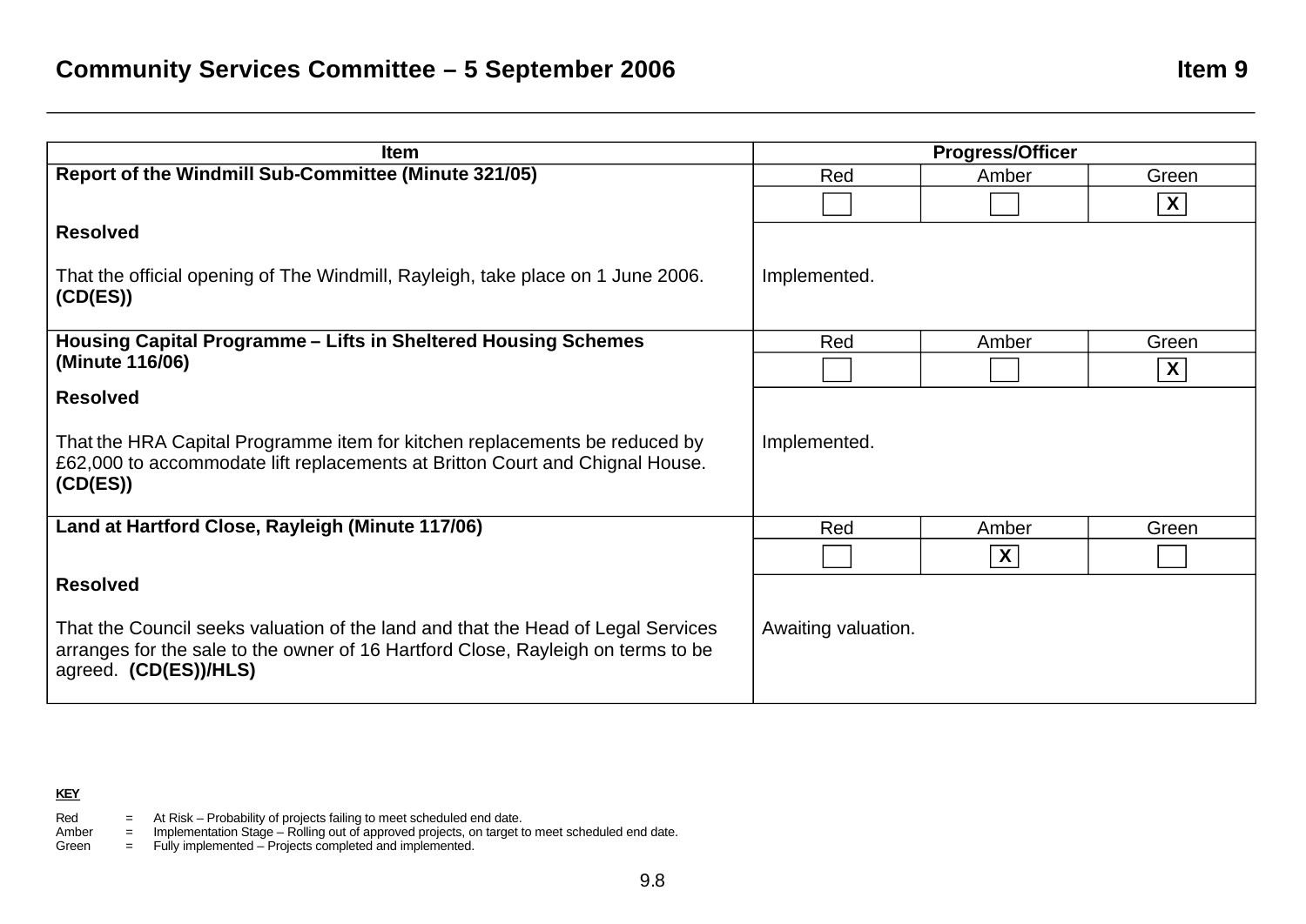## Community Services Committee – 5 September 2006 — Item 9

| Item | Progress/Officer | | |
|---|---|---|---|
| **Report of the Windmill Sub-Committee (Minute 321/05)** | Red | Amber | Green |
| | | | X |
| **Resolved**<br><br>That the official opening of The Windmill, Rayleigh, take place on 1 June 2006. **(CD(ES))** | Implemented. | | |
| **Housing Capital Programme – Lifts in Sheltered Housing Schemes (Minute 116/06)** | Red | Amber | Green |
| | | | X |
| **Resolved**<br><br>That the HRA Capital Programme item for kitchen replacements be reduced by £62,000 to accommodate lift replacements at Britton Court and Chignal House. **(CD(ES))** | Implemented. | | |
| **Land at Hartford Close, Rayleigh (Minute 117/06)** | Red | Amber | Green |
| | | X | |
| **Resolved**<br><br>That the Council seeks valuation of the land and that the Head of Legal Services arranges for the sale to the owner of 16 Hartford Close, Rayleigh on terms to be agreed. **(CD(ES))/HLS)** | Awaiting valuation. | | |

**KEY**

Red = At Risk – Probability of projects failing to meet scheduled end date.
Amber = Implementation Stage – Rolling out of approved projects, on target to meet scheduled end date.
Green = Fully implemented – Projects completed and implemented.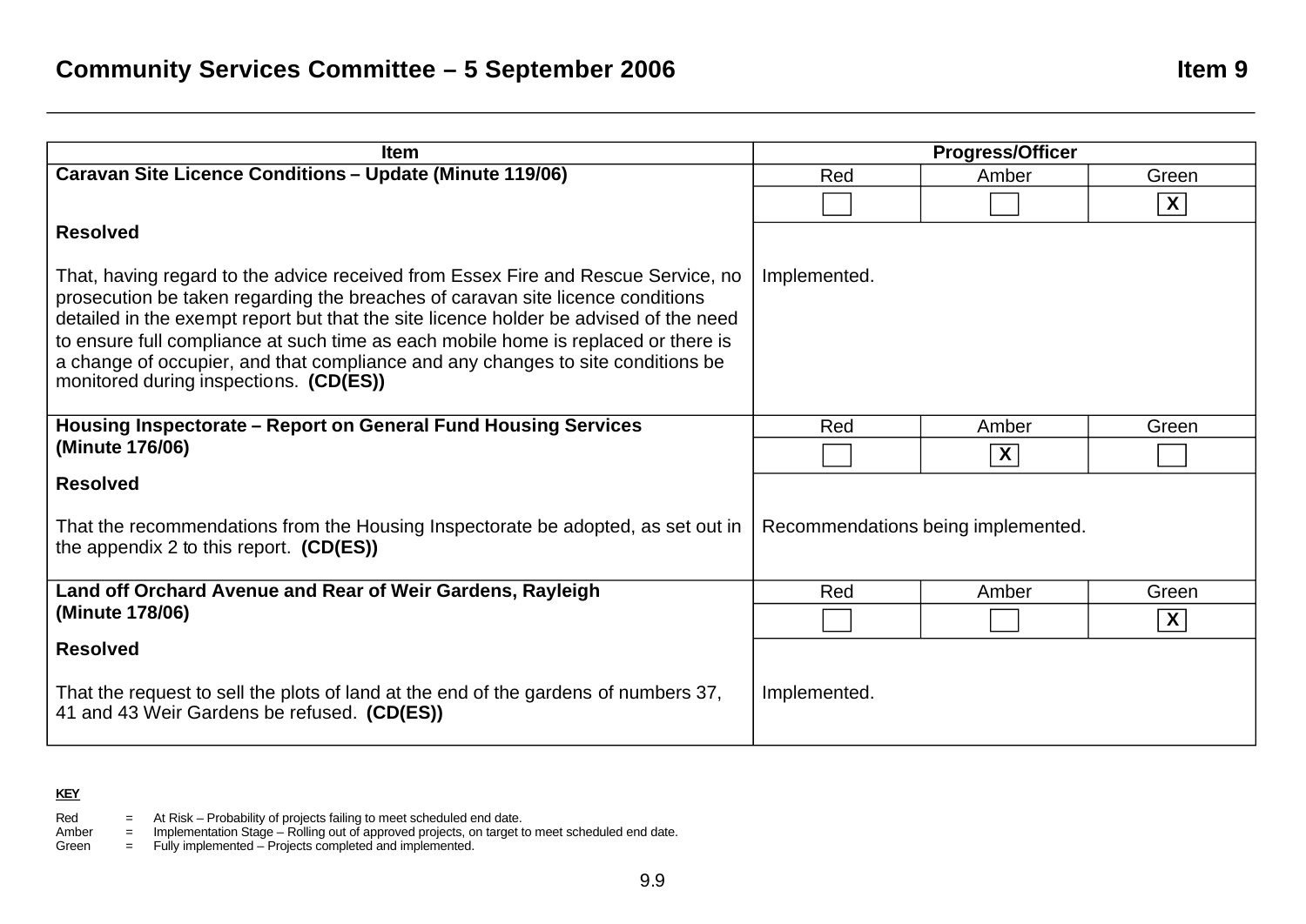## Community Services Committee – 5 September 2006

## Item 9

| Item | Progress/Officer | | |
|---|---|---|---|
| **Caravan Site Licence Conditions – Update (Minute 119/06)** | Red | Amber | Green |
| | | | X |
| **Resolved**<br><br>That, having regard to the advice received from Essex Fire and Rescue Service, no prosecution be taken regarding the breaches of caravan site licence conditions detailed in the exempt report but that the site licence holder be advised of the need to ensure full compliance at such time as each mobile home is replaced or there is a change of occupier, and that compliance and any changes to site conditions be monitored during inspections. **(CD(ES))** | Implemented. | | |
| **Housing Inspectorate – Report on General Fund Housing Services (Minute 176/06)** | Red | Amber | Green |
| | | X | |
| **Resolved**<br><br>That the recommendations from the Housing Inspectorate be adopted, as set out in the appendix 2 to this report. **(CD(ES))** | Recommendations being implemented. | | |
| **Land off Orchard Avenue and Rear of Weir Gardens, Rayleigh (Minute 178/06)** | Red | Amber | Green |
| | | | X |
| **Resolved**<br><br>That the request to sell the plots of land at the end of the gardens of numbers 37, 41 and 43 Weir Gardens be refused. **(CD(ES))** | Implemented. | | |

**KEY**

Red = At Risk – Probability of projects failing to meet scheduled end date.
Amber = Implementation Stage – Rolling out of approved projects, on target to meet scheduled end date.
Green = Fully implemented – Projects completed and implemented.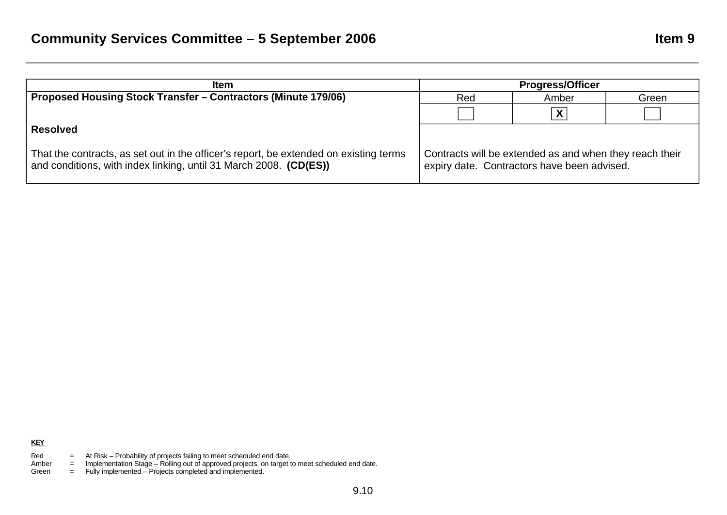| Item | Progress/Officer | | |
|---|---|---|---|
| **Proposed Housing Stock Transfer – Contractors (Minute 179/06)** | Red | Amber | Green |
| | | X | |
| **Resolved**<br><br>That the contracts, as set out in the officer's report, be extended on existing terms and conditions, with index linking, until 31 March 2008. **(CD(ES))** | Contracts will be extended as and when they reach their expiry date. Contractors have been advised. | | |

**KEY**

Red = At Risk – Probability of projects failing to meet scheduled end date.
Amber = Implementation Stage – Rolling out of approved projects, on target to meet scheduled end date.
Green = Fully implemented – Projects completed and implemented.